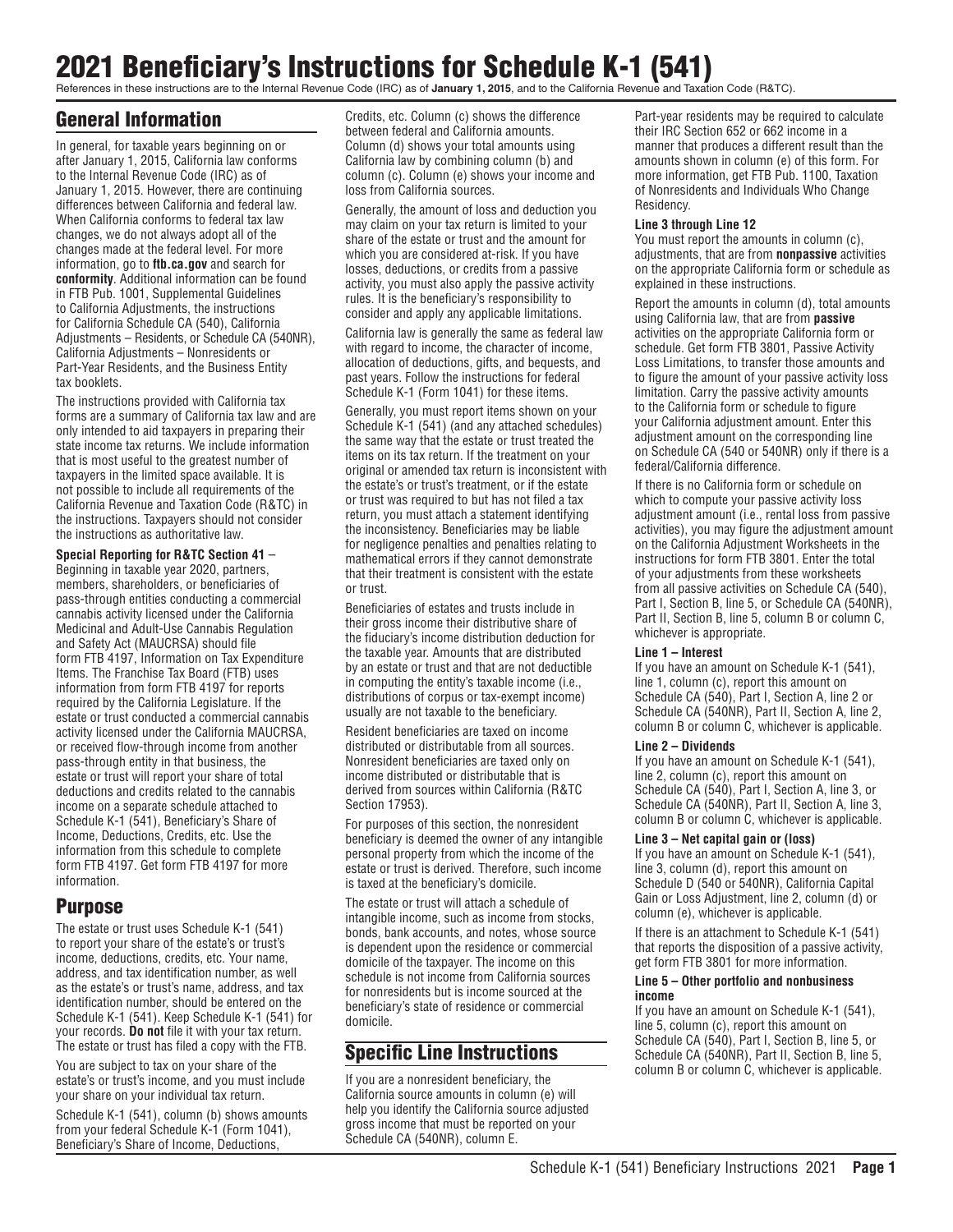# 2021 Beneficiary's Instructions for Schedule K-1 (541)

References in these instructions are to the Internal Revenue Code (IRC) as of **January 1, 2015**, and to the California Revenue and Taxation Code (R&TC).

## General Information

In general, for taxable years beginning on or after January 1, 2015, California law conforms to the Internal Revenue Code (IRC) as of January 1, 2015. However, there are continuing differences between California and federal law. When California conforms to federal tax law changes, we do not always adopt all of the changes made at the federal level. For more information, go to **ftb.ca.gov** and search for **conformity**. Additional information can be found in FTB Pub. 1001, Supplemental Guidelines to California Adjustments, the instructions for California Schedule CA (540), California Adjustments – Residents, or Schedule CA (540NR), California Adjustments – Nonresidents or Part-Year Residents, and the Business Entity tax booklets.

The instructions provided with California tax forms are a summary of California tax law and are only intended to aid taxpayers in preparing their state income tax returns. We include information that is most useful to the greatest number of taxpayers in the limited space available. It is not possible to include all requirements of the California Revenue and Taxation Code (R&TC) in the instructions. Taxpayers should not consider the instructions as authoritative law.

**Special Reporting for R&TC Section 41** – Beginning in taxable year 2020, partners, members, shareholders, or beneficiaries of pass-through entities conducting a commercial cannabis activity licensed under the California Medicinal and Adult-Use Cannabis Regulation and Safety Act (MAUCRSA) should file form FTB 4197, Information on Tax Expenditure Items. The Franchise Tax Board (FTB) uses information from form FTB 4197 for reports required by the California Legislature. If the estate or trust conducted a commercial cannabis activity licensed under the California MAUCRSA, or received flow-through income from another pass-through entity in that business, the estate or trust will report your share of total deductions and credits related to the cannabis income on a separate schedule attached to Schedule K-1 (541), Beneficiary's Share of Income, Deductions, Credits, etc. Use the information from this schedule to complete form FTB 4197. Get form FTB 4197 for more information.

## Purpose

The estate or trust uses Schedule K-1 (541) to report your share of the estate's or trust's income, deductions, credits, etc. Your name, address, and tax identification number, as well as the estate's or trust's name, address, and tax identification number, should be entered on the Schedule K-1 (541). Keep Schedule K-1 (541) for your records. **Do not** file it with your tax return. The estate or trust has filed a copy with the FTB.

You are subject to tax on your share of the estate's or trust's income, and you must include your share on your individual tax return.

Schedule K-1 (541), column (b) shows amounts from your federal Schedule K-1 (Form 1041), Beneficiary's Share of Income, Deductions, Credits, etc. Column (c) shows the difference between federal and California amounts. Column (d) shows your total amounts using California law by combining column (b) and column (c). Column (e) shows your income and loss from California sources.

Generally, the amount of loss and deduction you may claim on your tax return is limited to your share of the estate or trust and the amount for which you are considered at-risk. If you have losses, deductions, or credits from a passive activity, you must also apply the passive activity rules. It is the beneficiary's responsibility to consider and apply any applicable limitations.

California law is generally the same as federal law with regard to income, the character of income, allocation of deductions, gifts, and bequests, and past years. Follow the instructions for federal Schedule K-1 (Form 1041) for these items.

Generally, you must report items shown on your Schedule K-1 (541) (and any attached schedules) the same way that the estate or trust treated the items on its tax return. If the treatment on your original or amended tax return is inconsistent with the estate's or trust's treatment, or if the estate or trust was required to but has not filed a tax return, you must attach a statement identifying the inconsistency. Beneficiaries may be liable for negligence penalties and penalties relating to mathematical errors if they cannot demonstrate that their treatment is consistent with the estate or trust.

Beneficiaries of estates and trusts include in their gross income their distributive share of the fiduciary's income distribution deduction for the taxable year. Amounts that are distributed by an estate or trust and that are not deductible in computing the entity's taxable income (i.e., distributions of corpus or tax-exempt income) usually are not taxable to the beneficiary.

Resident beneficiaries are taxed on income distributed or distributable from all sources. Nonresident beneficiaries are taxed only on income distributed or distributable that is derived from sources within California (R&TC Section 17953).

For purposes of this section, the nonresident beneficiary is deemed the owner of any intangible personal property from which the income of the estate or trust is derived. Therefore, such income is taxed at the beneficiary's domicile.

The estate or trust will attach a schedule of intangible income, such as income from stocks, bonds, bank accounts, and notes, whose source is dependent upon the residence or commercial domicile of the taxpayer. The income on this schedule is not income from California sources for nonresidents but is income sourced at the beneficiary's state of residence or commercial domicile.

## Specific Line Instructions

If you are a nonresident beneficiary, the California source amounts in column (e) will help you identify the California source adjusted gross income that must be reported on your Schedule CA (540NR), column E.

Part-year residents may be required to calculate their IRC Section 652 or 662 income in a manner that produces a different result than the amounts shown in column (e) of this form. For more information, get FTB Pub. 1100, Taxation of Nonresidents and Individuals Who Change Residency.

**Line 3 through Line 12**

You must report the amounts in column (c), adjustments, that are from **nonpassive** activities on the appropriate California form or schedule as explained in these instructions.

Report the amounts in column (d), total amounts using California law, that are from **passive** activities on the appropriate California form or schedule. Get form FTB 3801, Passive Activity Loss Limitations, to transfer those amounts and to figure the amount of your passive activity loss limitation. Carry the passive activity amounts to the California form or schedule to figure your California adjustment amount. Enter this adjustment amount on the corresponding line on Schedule CA (540 or 540NR) only if there is a federal/California difference.

If there is no California form or schedule on which to compute your passive activity loss adjustment amount (i.e., rental loss from passive activities), you may figure the adjustment amount on the California Adjustment Worksheets in the instructions for form FTB 3801. Enter the total of your adjustments from these worksheets from all passive activities on Schedule CA (540), Part I, Section B, line 5, or Schedule CA (540NR), Part II, Section B, line 5, column B or column C, whichever is appropriate.

**Line 1 – Interest**

If you have an amount on Schedule K-1 (541), line 1, column (c), report this amount on Schedule CA (540), Part I, Section A, line 2 or Schedule CA (540NR), Part II, Section A, line 2, column B or column C, whichever is applicable.

**Line 2 – Dividends**

If you have an amount on Schedule K-1 (541), line 2, column (c), report this amount on Schedule CA (540), Part I, Section A, line 3, or Schedule CA (540NR), Part II, Section A, line 3, column B or column C, whichever is applicable.

**Line 3 – Net capital gain or (loss)**

If you have an amount on Schedule K-1 (541), line 3, column (d), report this amount on Schedule D (540 or 540NR), California Capital Gain or Loss Adjustment, line 2, column (d) or column (e), whichever is applicable.

If there is an attachment to Schedule K-1 (541) that reports the disposition of a passive activity, get form FTB 3801 for more information.

**Line 5 – Other portfolio and nonbusiness income**

If you have an amount on Schedule K-1 (541), line 5, column (c), report this amount on Schedule CA (540), Part I, Section B, line 5, or Schedule CA (540NR), Part II, Section B, line 5, column B or column C, whichever is applicable.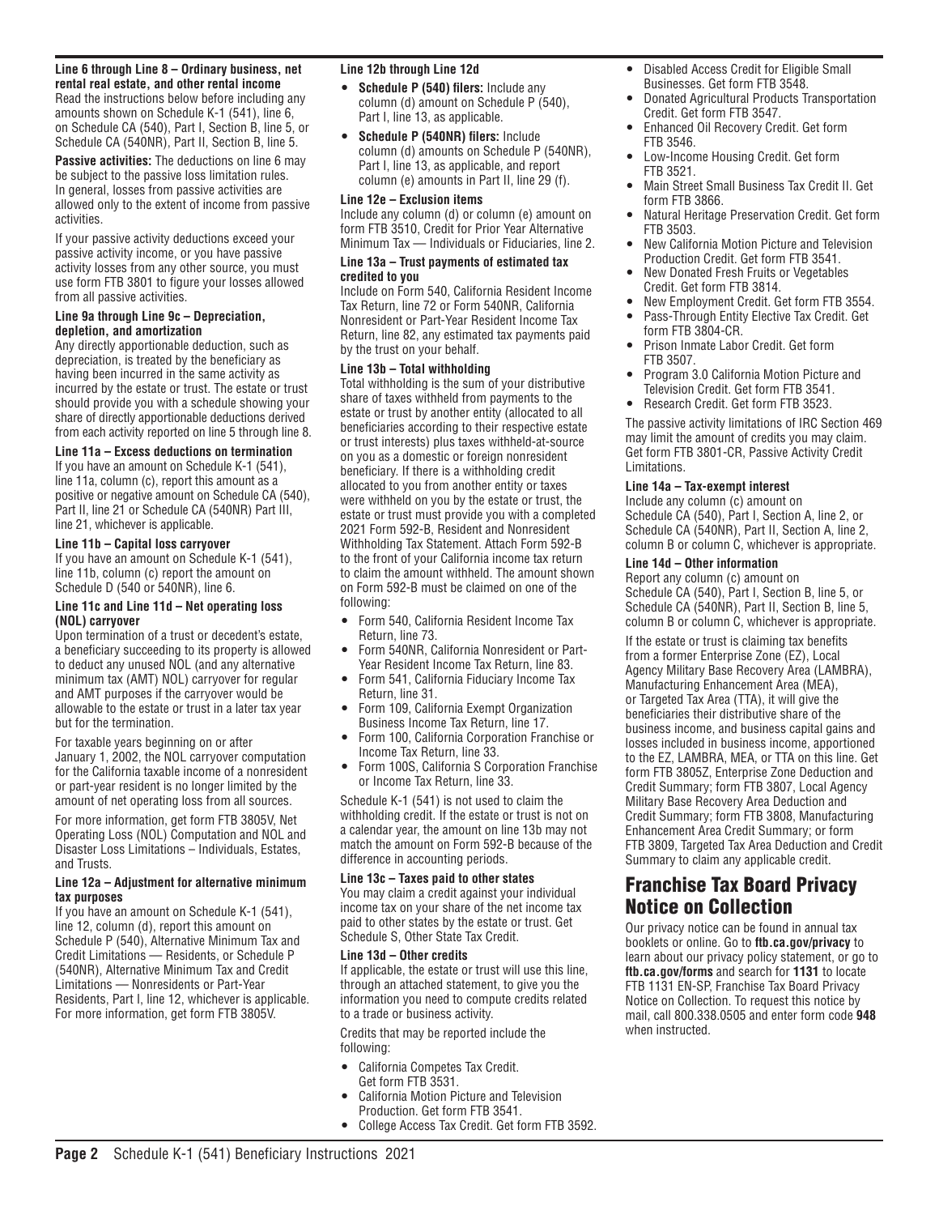**Line 6 through Line 8 – Ordinary business, net rental real estate, and other rental income**

Read the instructions below before including any amounts shown on Schedule K-1 (541), line 6, on Schedule CA (540), Part I, Section B, line 5, or Schedule CA (540NR), Part II, Section B, line 5.

**Passive activities:** The deductions on line 6 may be subject to the passive loss limitation rules. In general, losses from passive activities are allowed only to the extent of income from passive activities.

If your passive activity deductions exceed your passive activity income, or you have passive activity losses from any other source, you must use form FTB 3801 to figure your losses allowed from all passive activities.

**Line 9a through Line 9c – Depreciation, depletion, and amortization**

Any directly apportionable deduction, such as depreciation, is treated by the beneficiary as having been incurred in the same activity as incurred by the estate or trust. The estate or trust should provide you with a schedule showing your share of directly apportionable deductions derived from each activity reported on line 5 through line 8.

**Line 11a – Excess deductions on termination**

If you have an amount on Schedule K-1 (541), line 11a, column (c), report this amount as a positive or negative amount on Schedule CA (540), Part II, line 21 or Schedule CA (540NR) Part III, line 21, whichever is applicable.

**Line 11b – Capital loss carryover**

If you have an amount on Schedule K-1 (541), line 11b, column (c) report the amount on Schedule D (540 or 540NR), line 6.

**Line 11c and Line 11d – Net operating loss (NOL) carryover**

Upon termination of a trust or decedent's estate, a beneficiary succeeding to its property is allowed to deduct any unused NOL (and any alternative minimum tax (AMT) NOL) carryover for regular and AMT purposes if the carryover would be allowable to the estate or trust in a later tax year but for the termination.

For taxable years beginning on or after January 1, 2002, the NOL carryover computation for the California taxable income of a nonresident or part-year resident is no longer limited by the amount of net operating loss from all sources.

For more information, get form FTB 3805V, Net Operating Loss (NOL) Computation and NOL and Disaster Loss Limitations – Individuals, Estates, and Trusts.

**Line 12a – Adjustment for alternative minimum tax purposes**

If you have an amount on Schedule K-1 (541), line 12, column (d), report this amount on Schedule P (540), Alternative Minimum Tax and Credit Limitations — Residents, or Schedule P (540NR), Alternative Minimum Tax and Credit Limitations — Nonresidents or Part-Year Residents, Part I, line 12, whichever is applicable. For more information, get form FTB 3805V.

**Line 12b through Line 12d**

- **Schedule P (540) filers:** Include any column (d) amount on Schedule P (540), Part I, line 13, as applicable.
- **Schedule P (540NR) filers:** Include column (d) amounts on Schedule P (540NR), Part I, line 13, as applicable, and report column (e) amounts in Part II, line 29 (f).

**Line 12e – Exclusion items**

Include any column (d) or column (e) amount on form FTB 3510, Credit for Prior Year Alternative Minimum Tax — Individuals or Fiduciaries, line 2.

**Line 13a – Trust payments of estimated tax credited to you**

Include on Form 540, California Resident Income Tax Return, line 72 or Form 540NR, California Nonresident or Part-Year Resident Income Tax Return, line 82, any estimated tax payments paid by the trust on your behalf.

**Line 13b – Total withholding**

Total withholding is the sum of your distributive share of taxes withheld from payments to the estate or trust by another entity (allocated to all beneficiaries according to their respective estate or trust interests) plus taxes withheld-at-source on you as a domestic or foreign nonresident beneficiary. If there is a withholding credit allocated to you from another entity or taxes were withheld on you by the estate or trust, the estate or trust must provide you with a completed 2021 Form 592-B, Resident and Nonresident Withholding Tax Statement. Attach Form 592-B to the front of your California income tax return to claim the amount withheld. The amount shown on Form 592-B must be claimed on one of the following:

- Form 540, California Resident Income Tax Return, line 73.
- Form 540NR, California Nonresident or Part-Year Resident Income Tax Return, line 83.
- Form 541, California Fiduciary Income Tax Return, line 31.
- Form 109, California Exempt Organization Business Income Tax Return, line 17.
- Form 100, California Corporation Franchise or Income Tax Return, line 33.
- Form 100S, California S Corporation Franchise or Income Tax Return, line 33.

Schedule K-1 (541) is not used to claim the withholding credit. If the estate or trust is not on a calendar year, the amount on line 13b may not match the amount on Form 592-B because of the difference in accounting periods.

**Line 13c – Taxes paid to other states**

You may claim a credit against your individual income tax on your share of the net income tax paid to other states by the estate or trust. Get Schedule S, Other State Tax Credit.

**Line 13d – Other credits**

If applicable, the estate or trust will use this line, through an attached statement, to give you the information you need to compute credits related to a trade or business activity.

Credits that may be reported include the following:

- California Competes Tax Credit. Get form FTB 3531.
- California Motion Picture and Television Production. Get form FTB 3541.
- College Access Tax Credit. Get form FTB 3592.
- Disabled Access Credit for Eligible Small Businesses. Get form FTB 3548.
- Donated Agricultural Products Transportation Credit. Get form FTB 3547.
- Enhanced Oil Recovery Credit. Get form FTB 3546.
- Low-Income Housing Credit. Get form FTB 3521.
- Main Street Small Business Tax Credit II. Get form FTB 3866.
- Natural Heritage Preservation Credit. Get form FTB 3503.
- New California Motion Picture and Television Production Credit. Get form FTB 3541.
- New Donated Fresh Fruits or Vegetables Credit. Get form FTB 3814.
- New Employment Credit. Get form FTB 3554.
- Pass-Through Entity Elective Tax Credit. Get form FTB 3804-CR.
- Prison Inmate Labor Credit. Get form FTB 3507.
- Program 3.0 California Motion Picture and Television Credit. Get form FTB 3541.
- Research Credit. Get form FTB 3523.

The passive activity limitations of IRC Section 469 may limit the amount of credits you may claim. Get form FTB 3801-CR, Passive Activity Credit Limitations.

**Line 14a – Tax-exempt interest**

Include any column (c) amount on Schedule CA (540), Part I, Section A, line 2, or Schedule CA (540NR), Part II, Section A, line 2, column B or column C, whichever is appropriate.

**Line 14d – Other information**

Report any column (c) amount on Schedule CA (540), Part I, Section B, line 5, or Schedule CA (540NR), Part II, Section B, line 5, column B or column C, whichever is appropriate.

If the estate or trust is claiming tax benefits from a former Enterprise Zone (EZ), Local Agency Military Base Recovery Area (LAMBRA), Manufacturing Enhancement Area (MEA), or Targeted Tax Area (TTA), it will give the beneficiaries their distributive share of the business income, and business capital gains and losses included in business income, apportioned to the EZ, LAMBRA, MEA, or TTA on this line. Get form FTB 3805Z, Enterprise Zone Deduction and Credit Summary; form FTB 3807, Local Agency Military Base Recovery Area Deduction and Credit Summary; form FTB 3808, Manufacturing Enhancement Area Credit Summary; or form FTB 3809, Targeted Tax Area Deduction and Credit Summary to claim any applicable credit.

## Franchise Tax Board Privacy Notice on Collection

Our privacy notice can be found in annual tax booklets or online. Go to **ftb.ca.gov/privacy** to learn about our privacy policy statement, or go to **ftb.ca.gov/forms** and search for **1131** to locate FTB 1131 EN-SP, Franchise Tax Board Privacy Notice on Collection. To request this notice by mail, call 800.338.0505 and enter form code **948** when instructed.